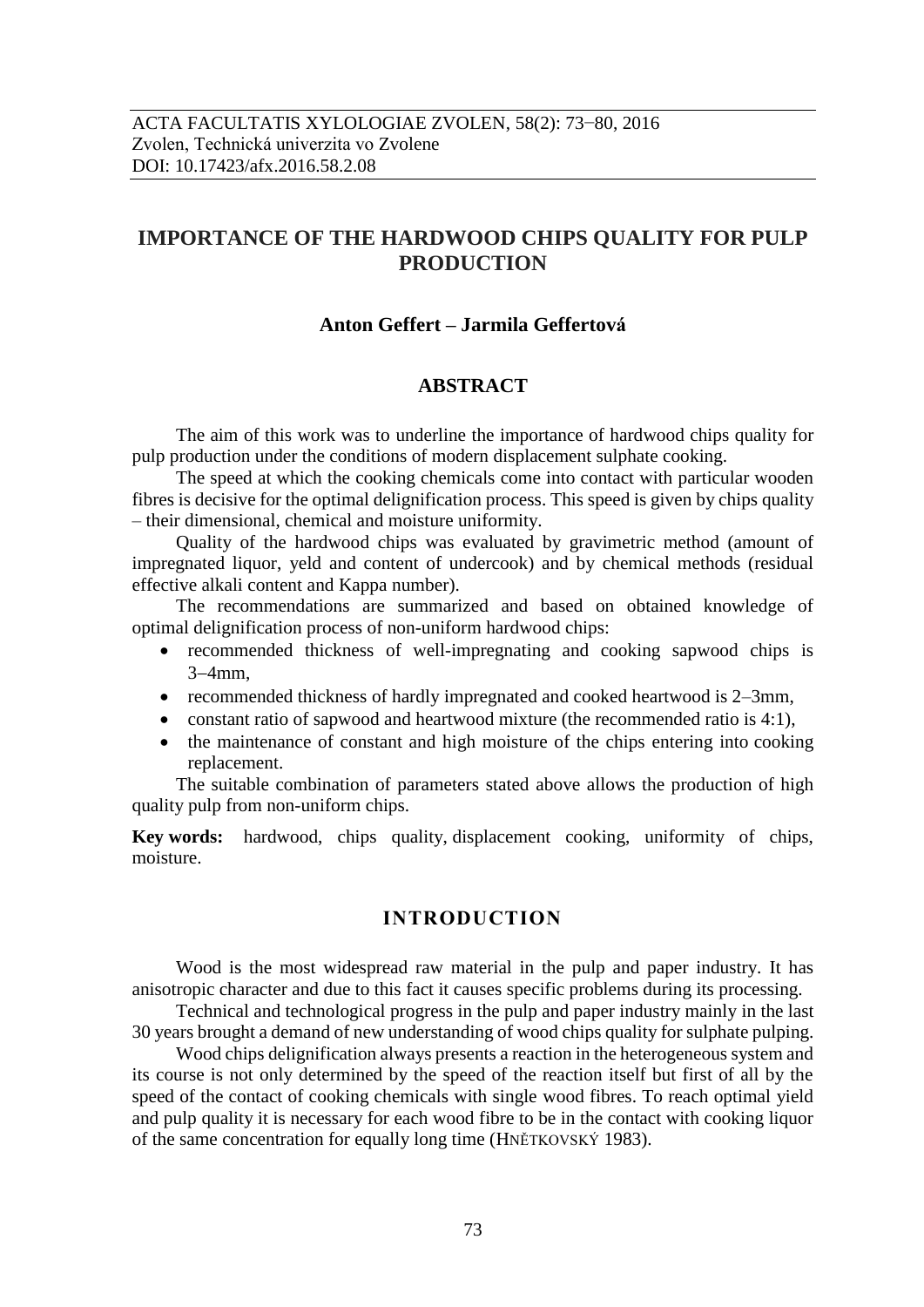ACTA FACULTATIS XYLOLOGIAE ZVOLEN, 58(2): 73−80, 2016
Zvolen, Technická univerzita vo Zvolene
DOI: 10.17423/afx.2016.58.2.08

# IMPORTANCE OF THE HARDWOOD CHIPS QUALITY FOR PULP PRODUCTION

**Anton Geffert – Jarmila Geffertová**

## ABSTRACT

The aim of this work was to underline the importance of hardwood chips quality for pulp production under the conditions of modern displacement sulphate cooking.

The speed at which the cooking chemicals come into contact with particular wooden fibres is decisive for the optimal delignification process. This speed is given by chips quality – their dimensional, chemical and moisture uniformity.

Quality of the hardwood chips was evaluated by gravimetric method (amount of impregnated liquor, yeld and content of undercook) and by chemical methods (residual effective alkali content and Kappa number).

The recommendations are summarized and based on obtained knowledge of optimal delignification process of non-uniform hardwood chips:

- recommended thickness of well-impregnating and cooking sapwood chips is 3–4mm,
- recommended thickness of hardly impregnated and cooked heartwood is 2–3mm,
- constant ratio of sapwood and heartwood mixture (the recommended ratio is 4:1),
- the maintenance of constant and high moisture of the chips entering into cooking replacement.

The suitable combination of parameters stated above allows the production of high quality pulp from non-uniform chips.

**Key words:** hardwood, chips quality, displacement cooking, uniformity of chips, moisture.

## INTRODUCTION

Wood is the most widespread raw material in the pulp and paper industry. It has anisotropic character and due to this fact it causes specific problems during its processing.

Technical and technological progress in the pulp and paper industry mainly in the last 30 years brought a demand of new understanding of wood chips quality for sulphate pulping.

Wood chips delignification always presents a reaction in the heterogeneous system and its course is not only determined by the speed of the reaction itself but first of all by the speed of the contact of cooking chemicals with single wood fibres. To reach optimal yield and pulp quality it is necessary for each wood fibre to be in the contact with cooking liquor of the same concentration for equally long time (HNĚTKOVSKÝ 1983).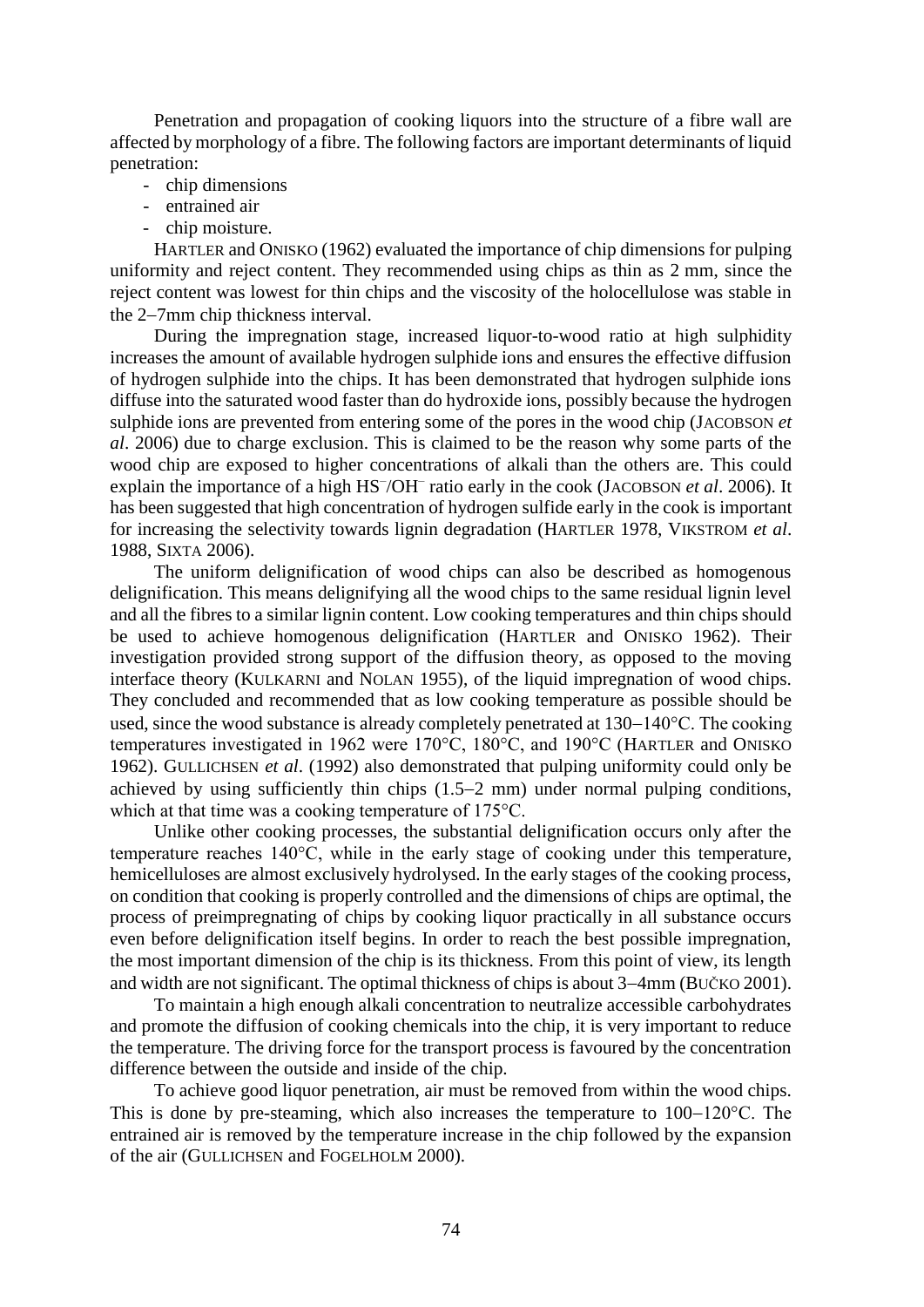Penetration and propagation of cooking liquors into the structure of a fibre wall are affected by morphology of a fibre. The following factors are important determinants of liquid penetration:

- chip dimensions
- entrained air
- chip moisture.

HARTLER and ONISKO (1962) evaluated the importance of chip dimensions for pulping uniformity and reject content. They recommended using chips as thin as 2 mm, since the reject content was lowest for thin chips and the viscosity of the holocellulose was stable in the 2–7mm chip thickness interval.

During the impregnation stage, increased liquor-to-wood ratio at high sulphidity increases the amount of available hydrogen sulphide ions and ensures the effective diffusion of hydrogen sulphide into the chips. It has been demonstrated that hydrogen sulphide ions diffuse into the saturated wood faster than do hydroxide ions, possibly because the hydrogen sulphide ions are prevented from entering some of the pores in the wood chip (JACOBSON *et al*. 2006) due to charge exclusion. This is claimed to be the reason why some parts of the wood chip are exposed to higher concentrations of alkali than the others are. This could explain the importance of a high $HS^-/OH^-$ ratio early in the cook (JACOBSON *et al*. 2006). It has been suggested that high concentration of hydrogen sulfide early in the cook is important for increasing the selectivity towards lignin degradation (HARTLER 1978, VIKSTROM *et al*. 1988, SIXTA 2006).

The uniform delignification of wood chips can also be described as homogenous delignification. This means delignifying all the wood chips to the same residual lignin level and all the fibres to a similar lignin content. Low cooking temperatures and thin chips should be used to achieve homogenous delignification (HARTLER and ONISKO 1962). Their investigation provided strong support of the diffusion theory, as opposed to the moving interface theory (KULKARNI and NOLAN 1955), of the liquid impregnation of wood chips. They concluded and recommended that as low cooking temperature as possible should be used, since the wood substance is already completely penetrated at 130–140°C. The cooking temperatures investigated in 1962 were 170°C, 180°C, and 190°C (HARTLER and ONISKO 1962). GULLICHSEN *et al*. (1992) also demonstrated that pulping uniformity could only be achieved by using sufficiently thin chips (1.5–2 mm) under normal pulping conditions, which at that time was a cooking temperature of 175°C.

Unlike other cooking processes, the substantial delignification occurs only after the temperature reaches 140°C, while in the early stage of cooking under this temperature, hemicelluloses are almost exclusively hydrolysed. In the early stages of the cooking process, on condition that cooking is properly controlled and the dimensions of chips are optimal, the process of preimpregnating of chips by cooking liquor practically in all substance occurs even before delignification itself begins. In order to reach the best possible impregnation, the most important dimension of the chip is its thickness. From this point of view, its length and width are not significant. The optimal thickness of chips is about 3–4mm (BUČKO 2001).

To maintain a high enough alkali concentration to neutralize accessible carbohydrates and promote the diffusion of cooking chemicals into the chip, it is very important to reduce the temperature. The driving force for the transport process is favoured by the concentration difference between the outside and inside of the chip.

To achieve good liquor penetration, air must be removed from within the wood chips. This is done by pre-steaming, which also increases the temperature to 100–120°C. The entrained air is removed by the temperature increase in the chip followed by the expansion of the air (GULLICHSEN and FOGELHOLM 2000).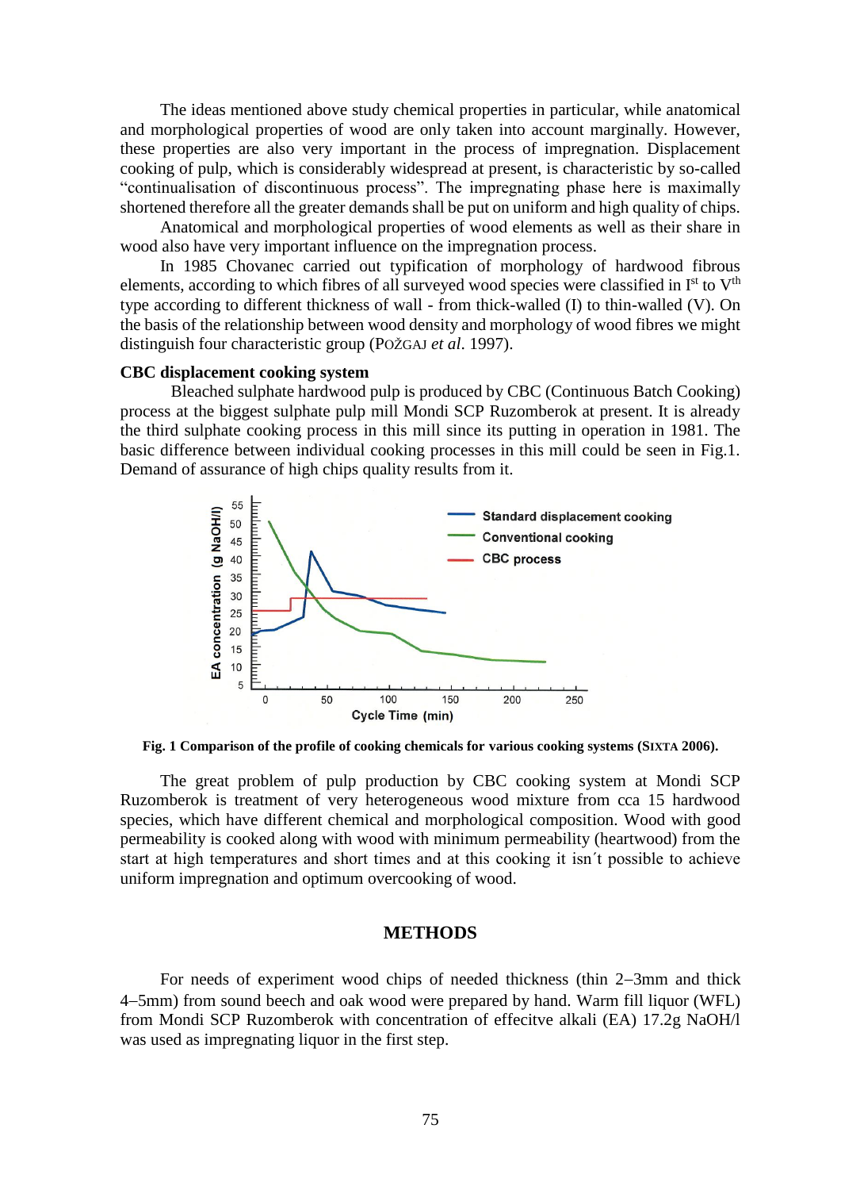The ideas mentioned above study chemical properties in particular, while anatomical and morphological properties of wood are only taken into account marginally. However, these properties are also very important in the process of impregnation. Displacement cooking of pulp, which is considerably widespread at present, is characteristic by so-called "continualisation of discontinuous process". The impregnating phase here is maximally shortened therefore all the greater demands shall be put on uniform and high quality of chips.

Anatomical and morphological properties of wood elements as well as their share in wood also have very important influence on the impregnation process.

In 1985 Chovanec carried out typification of morphology of hardwood fibrous elements, according to which fibres of all surveyed wood species were classified in I$^{st}$ to V$^{th}$ type according to different thickness of wall - from thick-walled (I) to thin-walled (V). On the basis of the relationship between wood density and morphology of wood fibres we might distinguish four characteristic group (POŽGAJ *et al*. 1997).

**CBC displacement cooking system**

Bleached sulphate hardwood pulp is produced by CBC (Continuous Batch Cooking) process at the biggest sulphate pulp mill Mondi SCP Ruzomberok at present. It is already the third sulphate cooking process in this mill since its putting in operation in 1981. The basic difference between individual cooking processes in this mill could be seen in Fig.1. Demand of assurance of high chips quality results from it.

**Fig. 1 Comparison of the profile of cooking chemicals for various cooking systems (SIXTA 2006).**

The great problem of pulp production by CBC cooking system at Mondi SCP Ruzomberok is treatment of very heterogeneous wood mixture from cca 15 hardwood species, which have different chemical and morphological composition. Wood with good permeability is cooked along with wood with minimum permeability (heartwood) from the start at high temperatures and short times and at this cooking it isn´t possible to achieve uniform impregnation and optimum overcooking of wood.

## METHODS

For needs of experiment wood chips of needed thickness (thin 2–3mm and thick 4–5mm) from sound beech and oak wood were prepared by hand. Warm fill liquor (WFL) from Mondi SCP Ruzomberok with concentration of effecitve alkali (EA) 17.2g NaOH/l was used as impregnating liquor in the first step.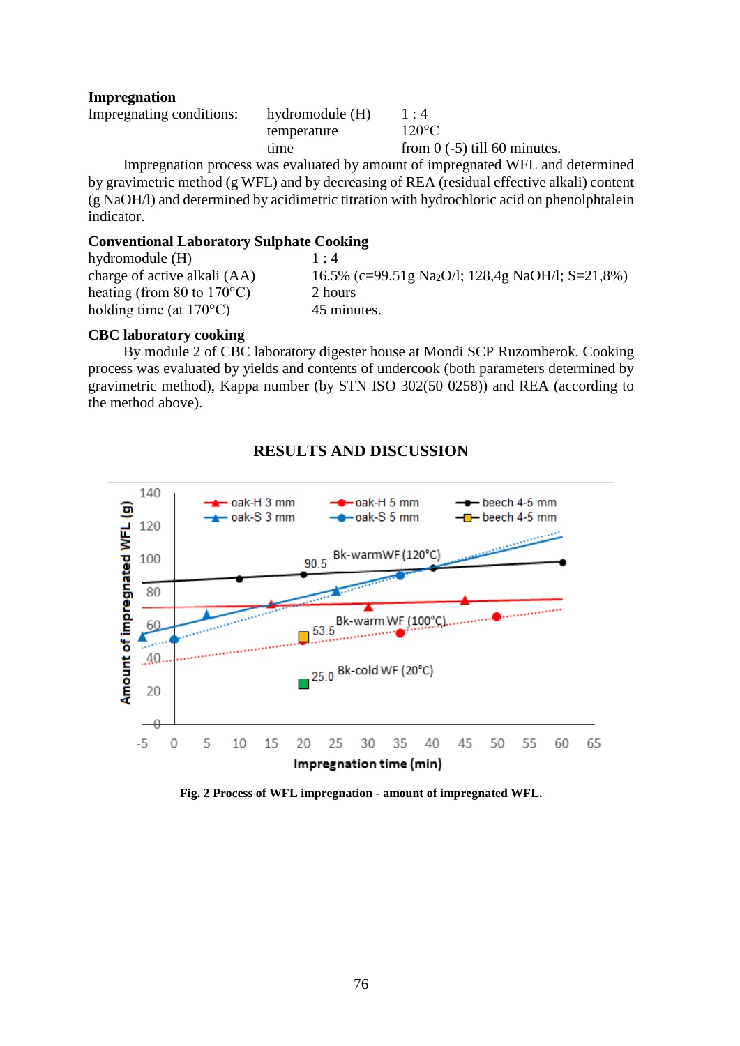**Impregnation**

Impregnating conditions: hydromodule (H) 1 : 4

temperature 120°C

time from 0 (-5) till 60 minutes.

Impregnation process was evaluated by amount of impregnated WFL and determined by gravimetric method (g WFL) and by decreasing of REA (residual effective alkali) content (g NaOH/l) and determined by acidimetric titration with hydrochloric acid on phenolphtalein indicator.

**Conventional Laboratory Sulphate Cooking**

| | |
|---|---|
| hydromodule (H) | 1 : 4 |
| charge of active alkali (AA) | 16.5% (c=99.51g $Na_2O$/l; 128,4g NaOH/l; S=21,8%) |
| heating (from 80 to 170°C) | 2 hours |
| holding time (at 170°C) | 45 minutes. |

**CBC laboratory cooking**

By module 2 of CBC laboratory digester house at Mondi SCP Ruzomberok. Cooking process was evaluated by yields and contents of undercook (both parameters determined by gravimetric method), Kappa number (by STN ISO 302(50 0258)) and REA (according to the method above).

## RESULTS AND DISCUSSION

**Fig. 2 Process of WFL impregnation - amount of impregnated WFL.**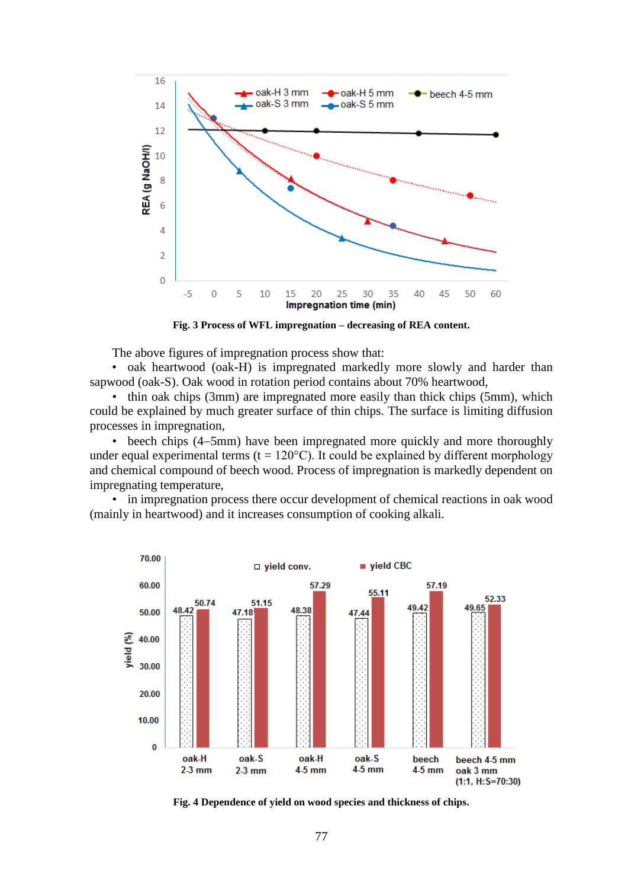**Fig. 3 Process of WFL impregnation – decreasing of REA content.**

The above figures of impregnation process show that:

- oak heartwood (oak-H) is impregnated markedly more slowly and harder than sapwood (oak-S). Oak wood in rotation period contains about 70% heartwood,
- thin oak chips (3mm) are impregnated more easily than thick chips (5mm), which could be explained by much greater surface of thin chips. The surface is limiting diffusion processes in impregnation,
- beech chips (4–5mm) have been impregnated more quickly and more thoroughly under equal experimental terms (t = 120°C). It could be explained by different morphology and chemical compound of beech wood. Process of impregnation is markedly dependent on impregnating temperature,
- in impregnation process there occur development of chemical reactions in oak wood (mainly in heartwood) and it increases consumption of cooking alkali.

**Fig. 4 Dependence of yield on wood species and thickness of chips.**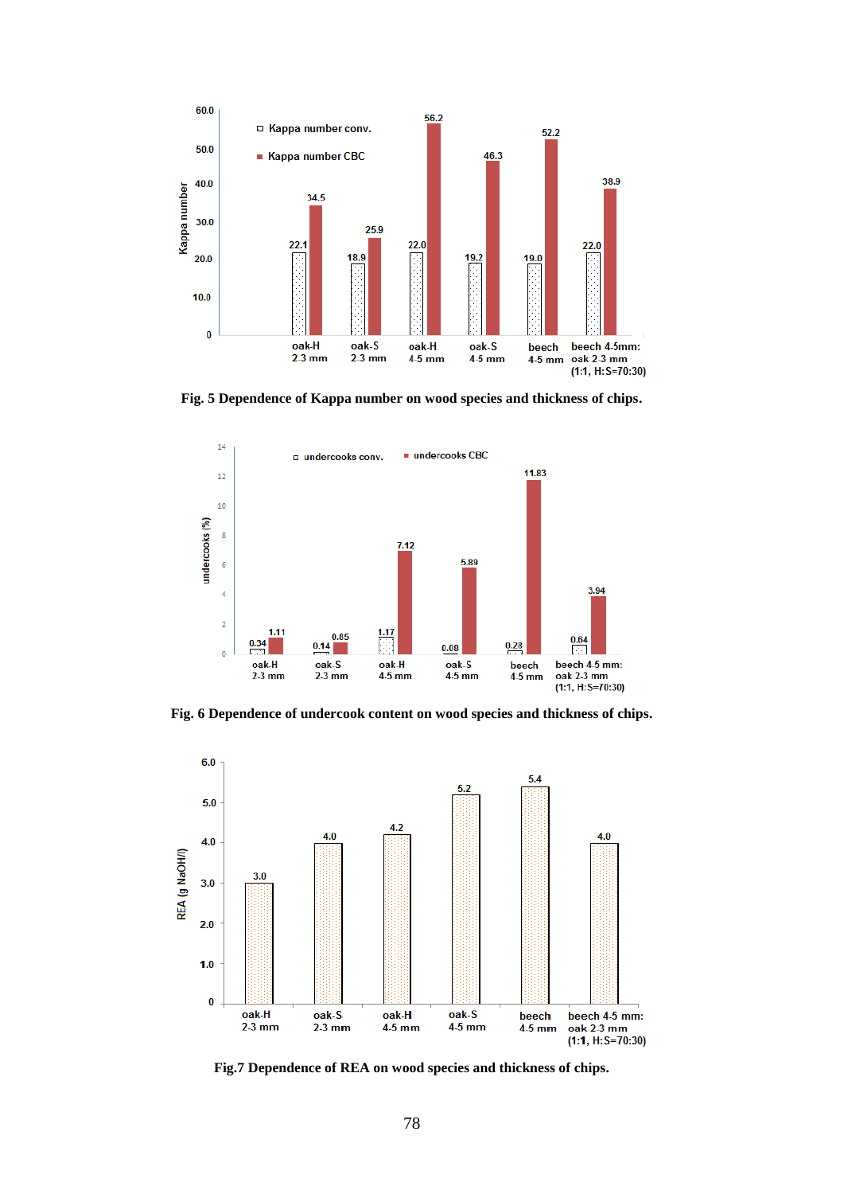Fig. 5 Dependence of Kappa number on wood species and thickness of chips.

Fig. 6 Dependence of undercook content on wood species and thickness of chips.

Fig.7 Dependence of REA on wood species and thickness of chips.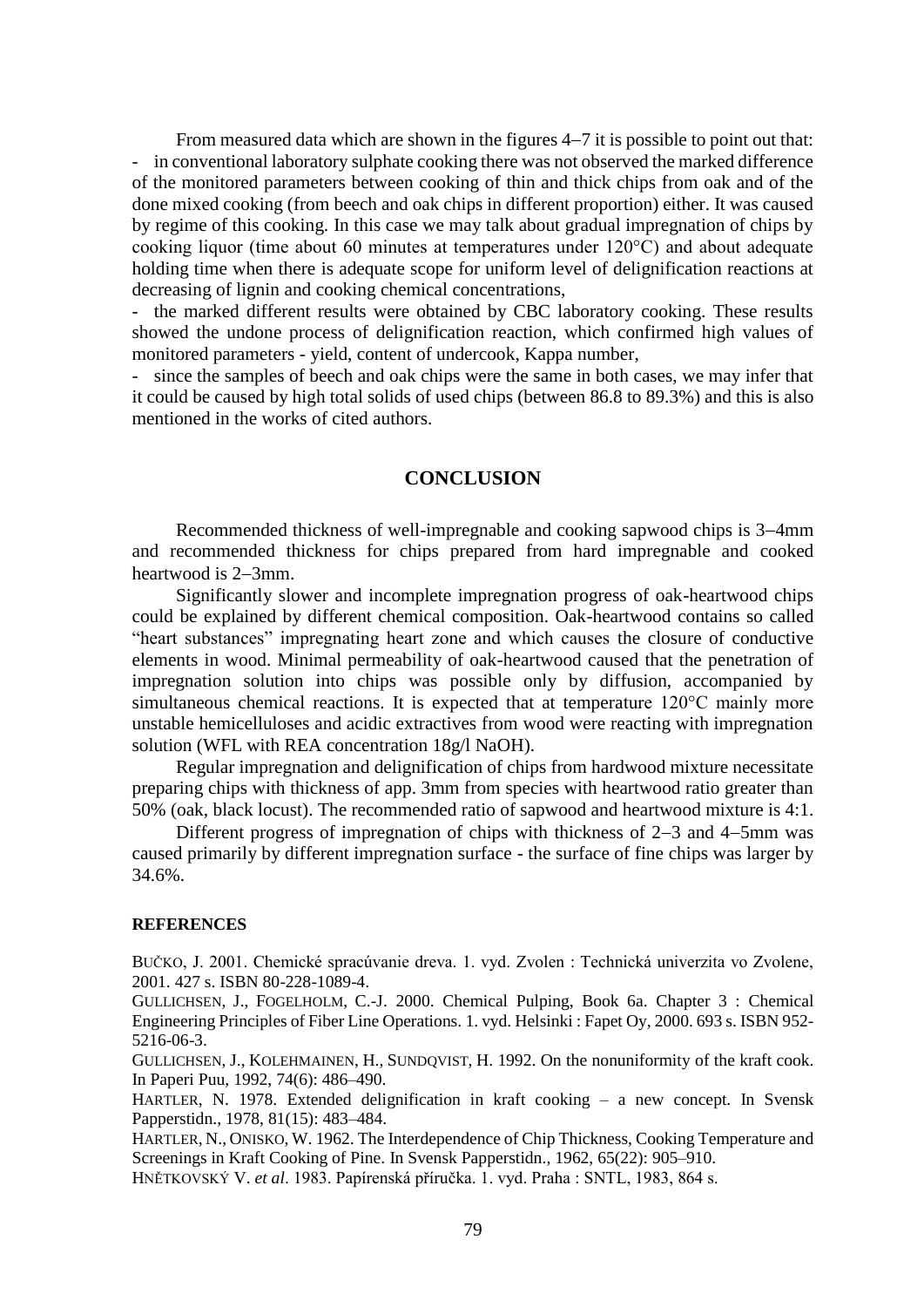From measured data which are shown in the figures 4–7 it is possible to point out that:

- in conventional laboratory sulphate cooking there was not observed the marked difference of the monitored parameters between cooking of thin and thick chips from oak and of the done mixed cooking (from beech and oak chips in different proportion) either. It was caused by regime of this cooking. In this case we may talk about gradual impregnation of chips by cooking liquor (time about 60 minutes at temperatures under 120°C) and about adequate holding time when there is adequate scope for uniform level of delignification reactions at decreasing of lignin and cooking chemical concentrations,
- the marked different results were obtained by CBC laboratory cooking. These results showed the undone process of delignification reaction, which confirmed high values of monitored parameters - yield, content of undercook, Kappa number,
- since the samples of beech and oak chips were the same in both cases, we may infer that it could be caused by high total solids of used chips (between 86.8 to 89.3%) and this is also mentioned in the works of cited authors.

## CONCLUSION

Recommended thickness of well-impregnable and cooking sapwood chips is 3–4mm and recommended thickness for chips prepared from hard impregnable and cooked heartwood is 2–3mm.

Significantly slower and incomplete impregnation progress of oak-heartwood chips could be explained by different chemical composition. Oak-heartwood contains so called "heart substances" impregnating heart zone and which causes the closure of conductive elements in wood. Minimal permeability of oak-heartwood caused that the penetration of impregnation solution into chips was possible only by diffusion, accompanied by simultaneous chemical reactions. It is expected that at temperature 120°C mainly more unstable hemicelluloses and acidic extractives from wood were reacting with impregnation solution (WFL with REA concentration 18g/l NaOH).

Regular impregnation and delignification of chips from hardwood mixture necessitate preparing chips with thickness of app. 3mm from species with heartwood ratio greater than 50% (oak, black locust). The recommended ratio of sapwood and heartwood mixture is 4:1.

Different progress of impregnation of chips with thickness of 2–3 and 4–5mm was caused primarily by different impregnation surface - the surface of fine chips was larger by 34.6%.

### REFERENCES

BUČKO, J. 2001. Chemické spracúvanie dreva. 1. vyd. Zvolen : Technická univerzita vo Zvolene, 2001. 427 s. ISBN 80-228-1089-4.

GULLICHSEN, J., FOGELHOLM, C.-J. 2000. Chemical Pulping, Book 6a. Chapter 3 : Chemical Engineering Principles of Fiber Line Operations. 1. vyd. Helsinki : Fapet Oy, 2000. 693 s. ISBN 952-5216-06-3.

GULLICHSEN, J., KOLEHMAINEN, H., SUNDQVIST, H. 1992. On the nonuniformity of the kraft cook. In Paperi Puu, 1992, 74(6): 486–490.

HARTLER, N. 1978. Extended delignification in kraft cooking – a new concept. In Svensk Papperstidn., 1978, 81(15): 483–484.

HARTLER, N., ONISKO, W. 1962. The Interdependence of Chip Thickness, Cooking Temperature and Screenings in Kraft Cooking of Pine. In Svensk Papperstidn., 1962, 65(22): 905–910.

HNĚTKOVSKÝ V. *et al*. 1983. Papírenská příručka. 1. vyd. Praha : SNTL, 1983, 864 s.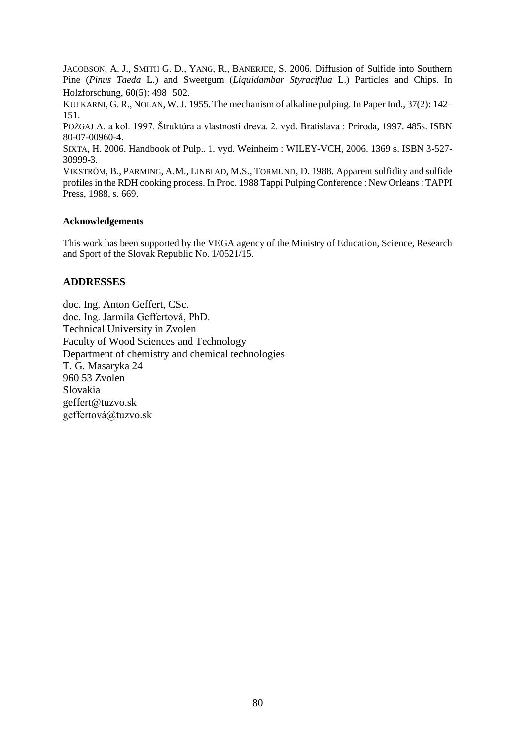JACOBSON, A. J., SMITH G. D., YANG, R., BANERJEE, S. 2006. Diffusion of Sulfide into Southern Pine (*Pinus Taeda* L.) and Sweetgum (*Liquidambar Styraciflua* L.) Particles and Chips. In Holzforschung, 60(5): 498–502.

KULKARNI, G. R., NOLAN, W. J. 1955. The mechanism of alkaline pulping. In Paper Ind., 37(2): 142–151.

POŽGAJ A. a kol. 1997. Štruktúra a vlastnosti dreva. 2. vyd. Bratislava : Príroda, 1997. 485s. ISBN 80-07-00960-4.

SIXTA, H. 2006. Handbook of Pulp.. 1. vyd. Weinheim : WILEY-VCH, 2006. 1369 s. ISBN 3-527-30999-3.

VIKSTRÖM, B., PARMING, A.M., LINBLAD, M.S., TORMUND, D. 1988. Apparent sulfidity and sulfide profiles in the RDH cooking process. In Proc. 1988 Tappi Pulping Conference : New Orleans : TAPPI Press, 1988, s. 669.

**Acknowledgements**

This work has been supported by the VEGA agency of the Ministry of Education, Science, Research and Sport of the Slovak Republic No. 1/0521/15.

## ADDRESSES

doc. Ing. Anton Geffert, CSc.
doc. Ing. Jarmila Geffertová, PhD.
Technical University in Zvolen
Faculty of Wood Sciences and Technology
Department of chemistry and chemical technologies
T. G. Masaryka 24
960 53 Zvolen
Slovakia
geffert@tuzvo.sk
geffertová@tuzvo.sk